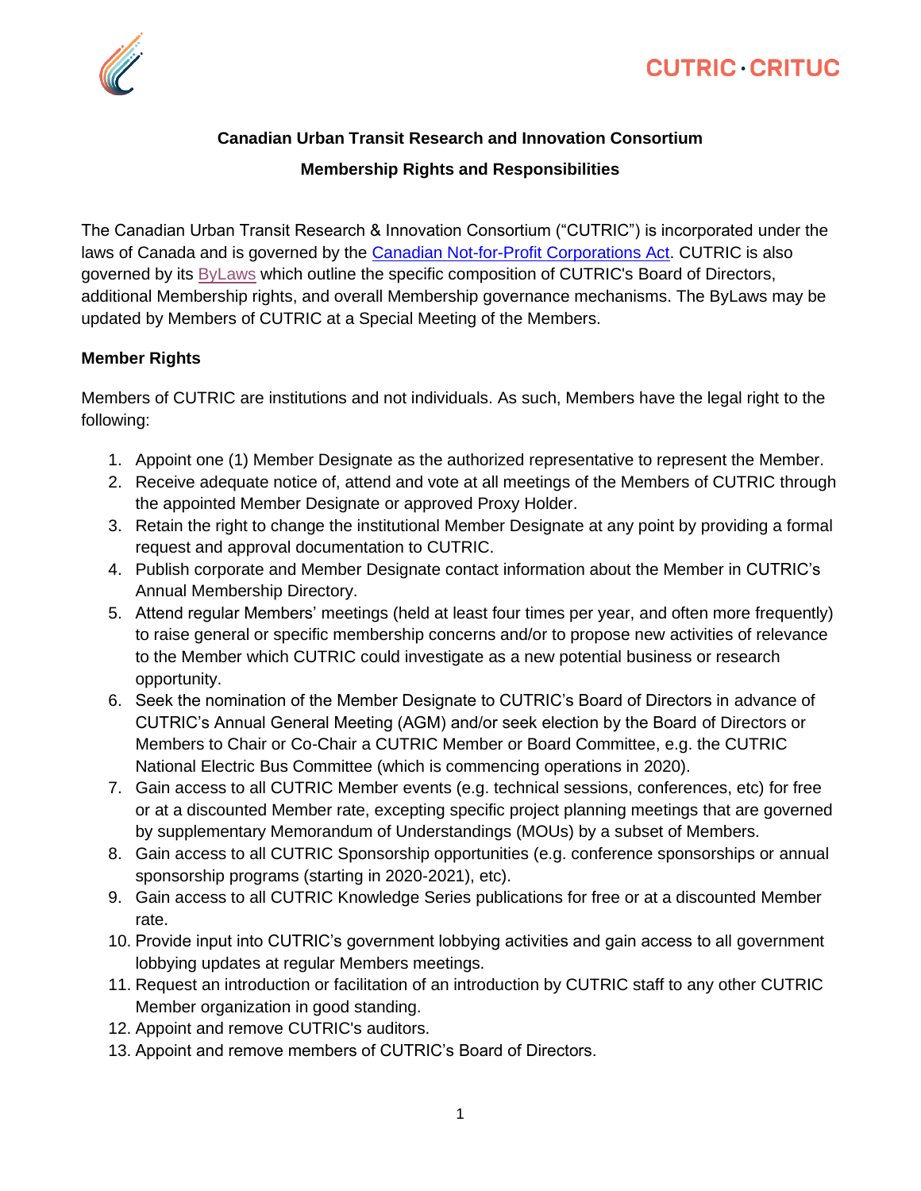CUTRIC · CRITUC

**Canadian Urban Transit Research and Innovation Consortium**

**Membership Rights and Responsibilities**

The Canadian Urban Transit Research & Innovation Consortium ("CUTRIC") is incorporated under the laws of Canada and is governed by the Canadian Not-for-Profit Corporations Act. CUTRIC is also governed by its ByLaws which outline the specific composition of CUTRIC's Board of Directors, additional Membership rights, and overall Membership governance mechanisms. The ByLaws may be updated by Members of CUTRIC at a Special Meeting of the Members.

**Member Rights**

Members of CUTRIC are institutions and not individuals. As such, Members have the legal right to the following:

1. Appoint one (1) Member Designate as the authorized representative to represent the Member.
2. Receive adequate notice of, attend and vote at all meetings of the Members of CUTRIC through the appointed Member Designate or approved Proxy Holder.
3. Retain the right to change the institutional Member Designate at any point by providing a formal request and approval documentation to CUTRIC.
4. Publish corporate and Member Designate contact information about the Member in CUTRIC's Annual Membership Directory.
5. Attend regular Members' meetings (held at least four times per year, and often more frequently) to raise general or specific membership concerns and/or to propose new activities of relevance to the Member which CUTRIC could investigate as a new potential business or research opportunity.
6. Seek the nomination of the Member Designate to CUTRIC's Board of Directors in advance of CUTRIC's Annual General Meeting (AGM) and/or seek election by the Board of Directors or Members to Chair or Co-Chair a CUTRIC Member or Board Committee, e.g. the CUTRIC National Electric Bus Committee (which is commencing operations in 2020).
7. Gain access to all CUTRIC Member events (e.g. technical sessions, conferences, etc) for free or at a discounted Member rate, excepting specific project planning meetings that are governed by supplementary Memorandum of Understandings (MOUs) by a subset of Members.
8. Gain access to all CUTRIC Sponsorship opportunities (e.g. conference sponsorships or annual sponsorship programs (starting in 2020-2021), etc).
9. Gain access to all CUTRIC Knowledge Series publications for free or at a discounted Member rate.
10. Provide input into CUTRIC's government lobbying activities and gain access to all government lobbying updates at regular Members meetings.
11. Request an introduction or facilitation of an introduction by CUTRIC staff to any other CUTRIC Member organization in good standing.
12. Appoint and remove CUTRIC's auditors.
13. Appoint and remove members of CUTRIC's Board of Directors.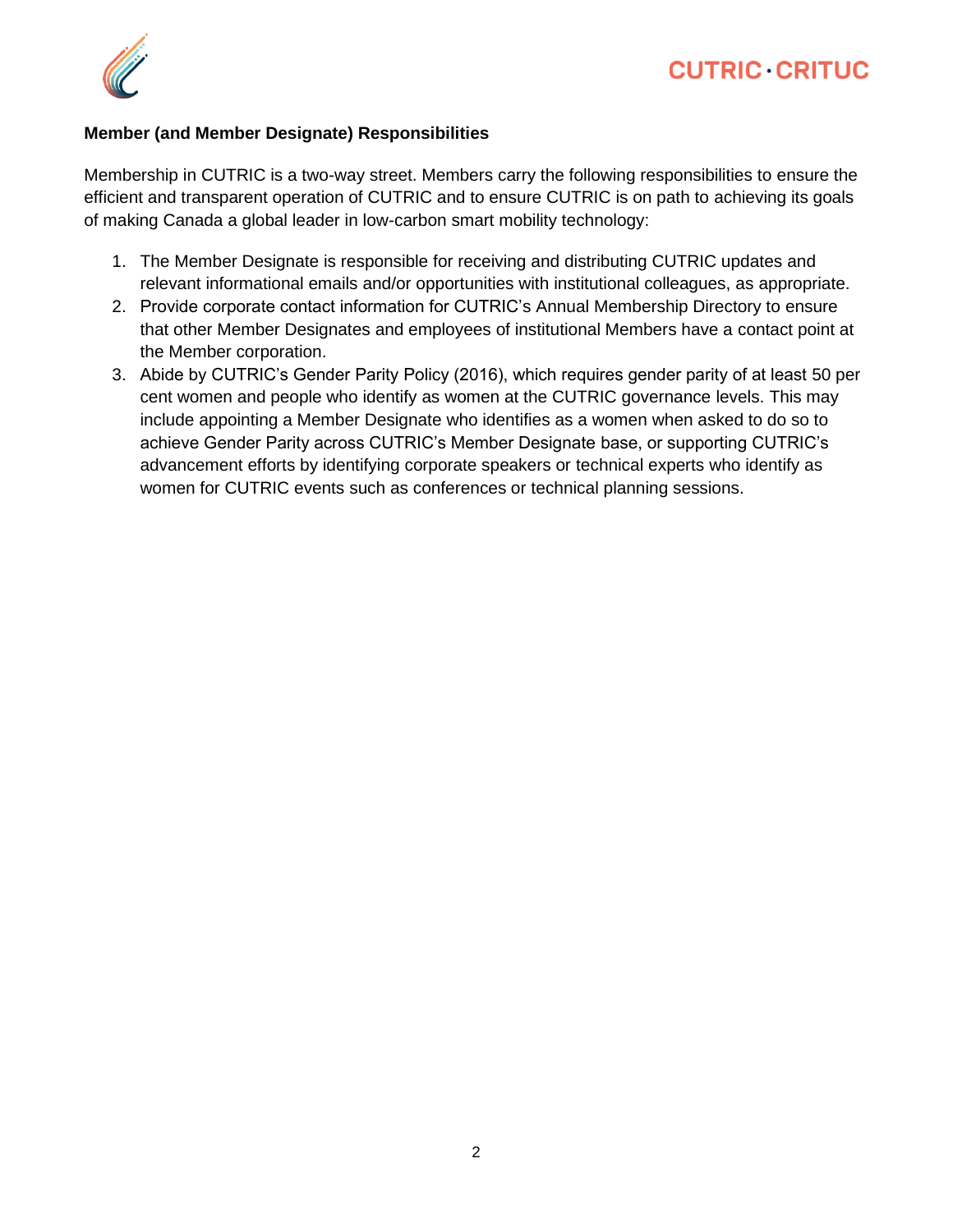**Member (and Member Designate) Responsibilities**

Membership in CUTRIC is a two-way street. Members carry the following responsibilities to ensure the efficient and transparent operation of CUTRIC and to ensure CUTRIC is on path to achieving its goals of making Canada a global leader in low-carbon smart mobility technology:

1. The Member Designate is responsible for receiving and distributing CUTRIC updates and relevant informational emails and/or opportunities with institutional colleagues, as appropriate.
2. Provide corporate contact information for CUTRIC's Annual Membership Directory to ensure that other Member Designates and employees of institutional Members have a contact point at the Member corporation.
3. Abide by CUTRIC's Gender Parity Policy (2016), which requires gender parity of at least 50 per cent women and people who identify as women at the CUTRIC governance levels. This may include appointing a Member Designate who identifies as a women when asked to do so to achieve Gender Parity across CUTRIC's Member Designate base, or supporting CUTRIC's advancement efforts by identifying corporate speakers or technical experts who identify as women for CUTRIC events such as conferences or technical planning sessions.